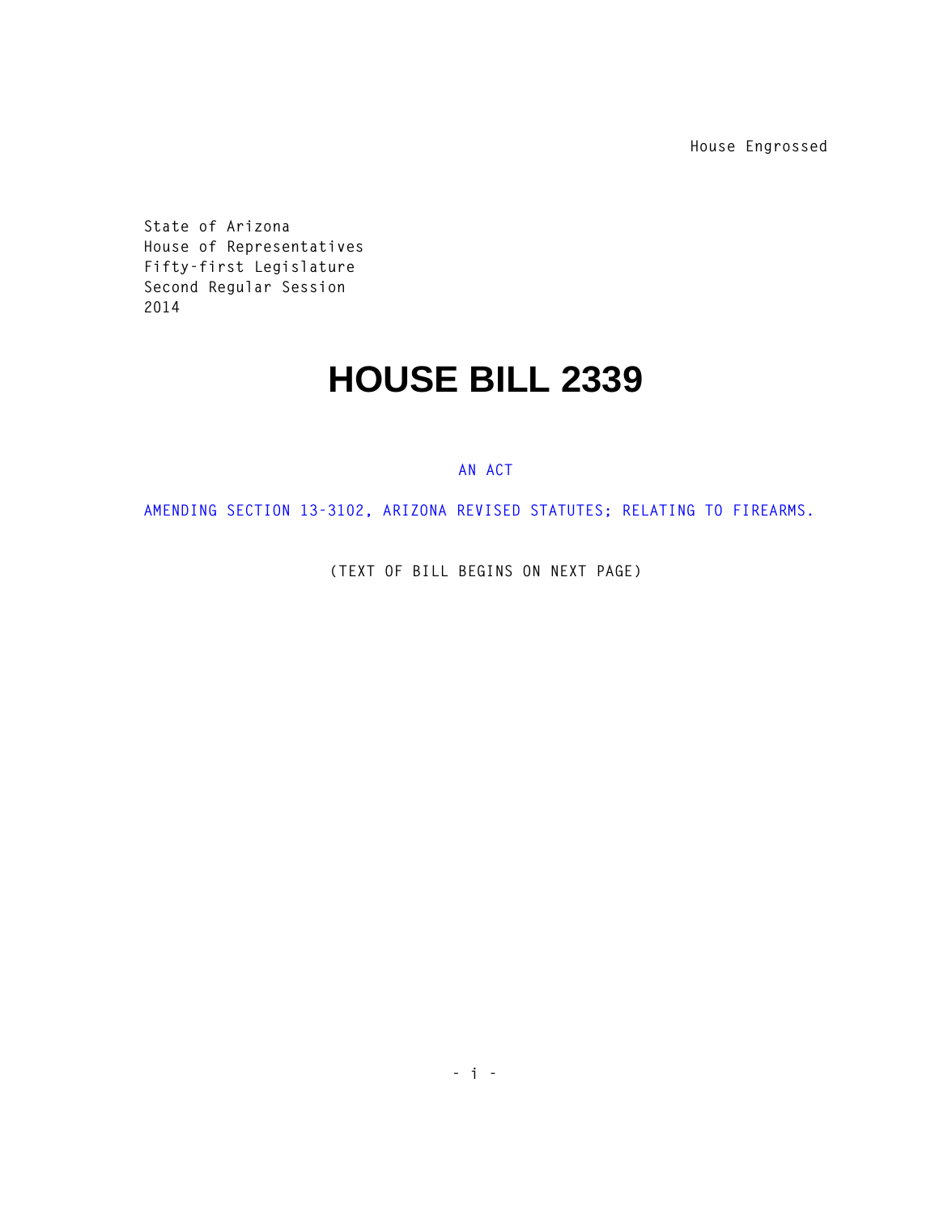House Engrossed

State of Arizona
House of Representatives
Fifty-first Legislature
Second Regular Session
2014

# HOUSE BILL 2339

AN ACT

AMENDING SECTION 13-3102, ARIZONA REVISED STATUTES; RELATING TO FIREARMS.

(TEXT OF BILL BEGINS ON NEXT PAGE)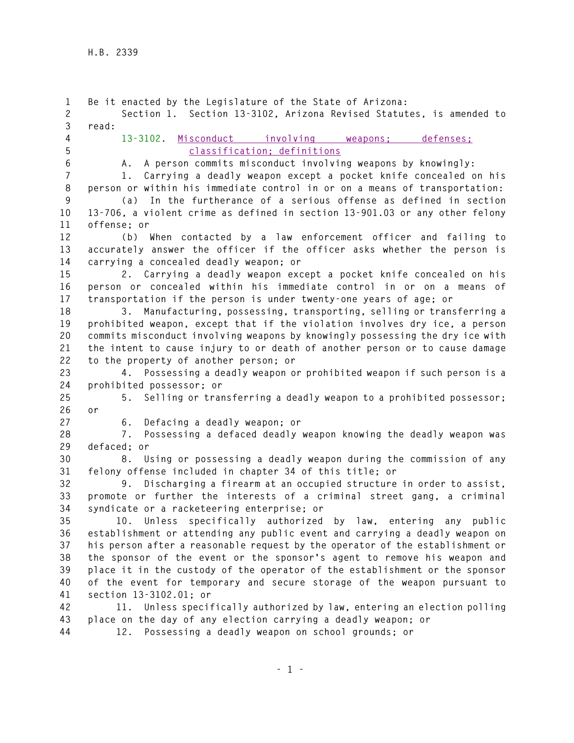Be it enacted by the Legislature of the State of Arizona:

Section 1. Section 13-3102, Arizona Revised Statutes, is amended to read:

13-3102. Misconduct involving weapons; defenses; classification; definitions

A. A person commits misconduct involving weapons by knowingly:

1. Carrying a deadly weapon except a pocket knife concealed on his person or within his immediate control in or on a means of transportation:

(a) In the furtherance of a serious offense as defined in section 13-706, a violent crime as defined in section 13-901.03 or any other felony offense; or

(b) When contacted by a law enforcement officer and failing to accurately answer the officer if the officer asks whether the person is carrying a concealed deadly weapon; or

2. Carrying a deadly weapon except a pocket knife concealed on his person or concealed within his immediate control in or on a means of transportation if the person is under twenty-one years of age; or

3. Manufacturing, possessing, transporting, selling or transferring a prohibited weapon, except that if the violation involves dry ice, a person commits misconduct involving weapons by knowingly possessing the dry ice with the intent to cause injury to or death of another person or to cause damage to the property of another person; or

4. Possessing a deadly weapon or prohibited weapon if such person is a prohibited possessor; or

5. Selling or transferring a deadly weapon to a prohibited possessor; or

6. Defacing a deadly weapon; or

7. Possessing a defaced deadly weapon knowing the deadly weapon was defaced; or

8. Using or possessing a deadly weapon during the commission of any felony offense included in chapter 34 of this title; or

9. Discharging a firearm at an occupied structure in order to assist, promote or further the interests of a criminal street gang, a criminal syndicate or a racketeering enterprise; or

10. Unless specifically authorized by law, entering any public establishment or attending any public event and carrying a deadly weapon on his person after a reasonable request by the operator of the establishment or the sponsor of the event or the sponsor's agent to remove his weapon and place it in the custody of the operator of the establishment or the sponsor of the event for temporary and secure storage of the weapon pursuant to section 13-3102.01; or

11. Unless specifically authorized by law, entering an election polling place on the day of any election carrying a deadly weapon; or

12. Possessing a deadly weapon on school grounds; or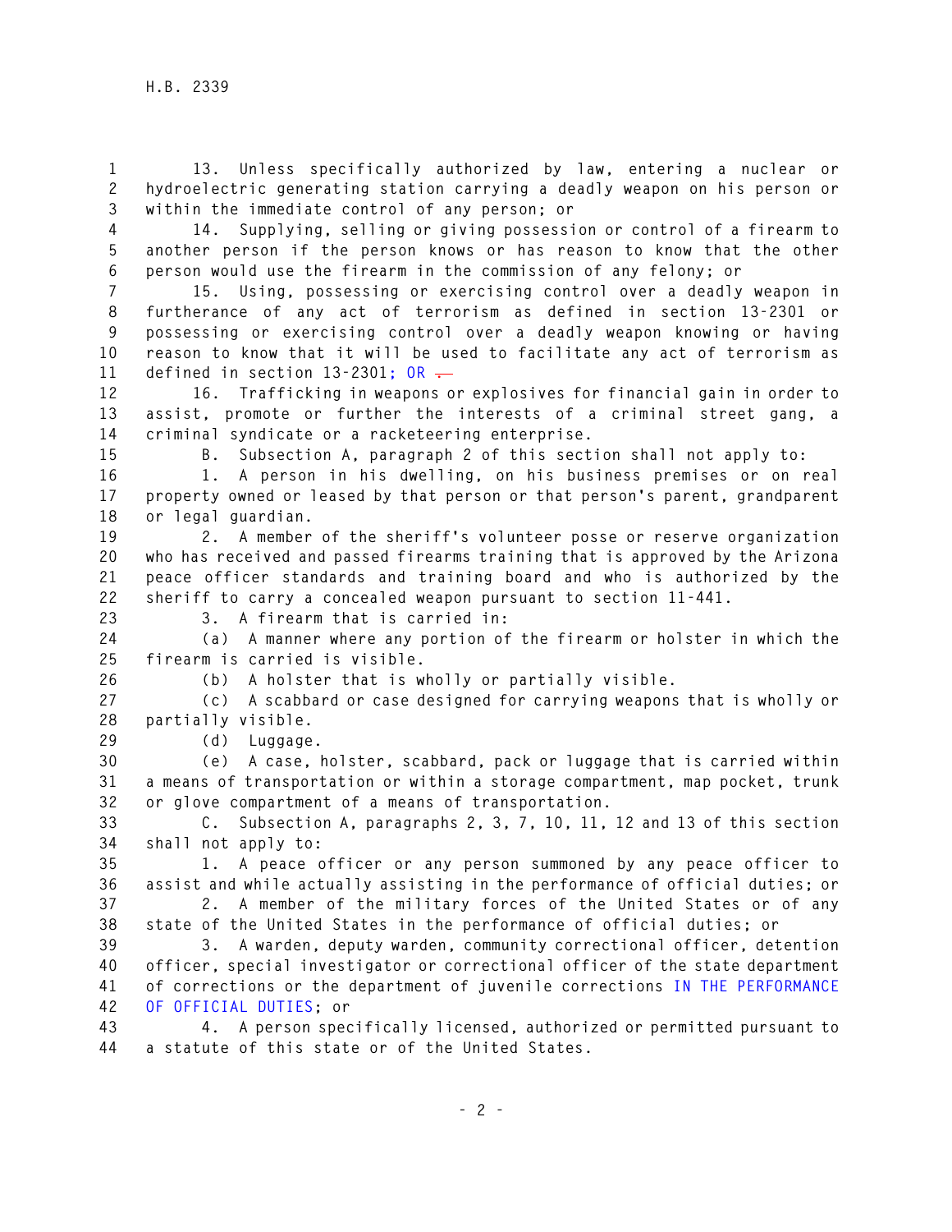13. Unless specifically authorized by law, entering a nuclear or hydroelectric generating station carrying a deadly weapon on his person or within the immediate control of any person; or

14. Supplying, selling or giving possession or control of a firearm to another person if the person knows or has reason to know that the other person would use the firearm in the commission of any felony; or

15. Using, possessing or exercising control over a deadly weapon in furtherance of any act of terrorism as defined in section 13-2301 or possessing or exercising control over a deadly weapon knowing or having reason to know that it will be used to facilitate any act of terrorism as defined in section 13-2301; OR ~~.~~

16. Trafficking in weapons or explosives for financial gain in order to assist, promote or further the interests of a criminal street gang, a criminal syndicate or a racketeering enterprise.

B. Subsection A, paragraph 2 of this section shall not apply to:

1. A person in his dwelling, on his business premises or on real property owned or leased by that person or that person's parent, grandparent or legal guardian.

2. A member of the sheriff's volunteer posse or reserve organization who has received and passed firearms training that is approved by the Arizona peace officer standards and training board and who is authorized by the sheriff to carry a concealed weapon pursuant to section 11-441.

3. A firearm that is carried in:

(a) A manner where any portion of the firearm or holster in which the firearm is carried is visible.

(b) A holster that is wholly or partially visible.

(c) A scabbard or case designed for carrying weapons that is wholly or partially visible.

(d) Luggage.

(e) A case, holster, scabbard, pack or luggage that is carried within a means of transportation or within a storage compartment, map pocket, trunk or glove compartment of a means of transportation.

C. Subsection A, paragraphs 2, 3, 7, 10, 11, 12 and 13 of this section shall not apply to:

1. A peace officer or any person summoned by any peace officer to assist and while actually assisting in the performance of official duties; or

2. A member of the military forces of the United States or of any state of the United States in the performance of official duties; or

3. A warden, deputy warden, community correctional officer, detention officer, special investigator or correctional officer of the state department of corrections or the department of juvenile corrections IN THE PERFORMANCE OF OFFICIAL DUTIES; or

4. A person specifically licensed, authorized or permitted pursuant to a statute of this state or of the United States.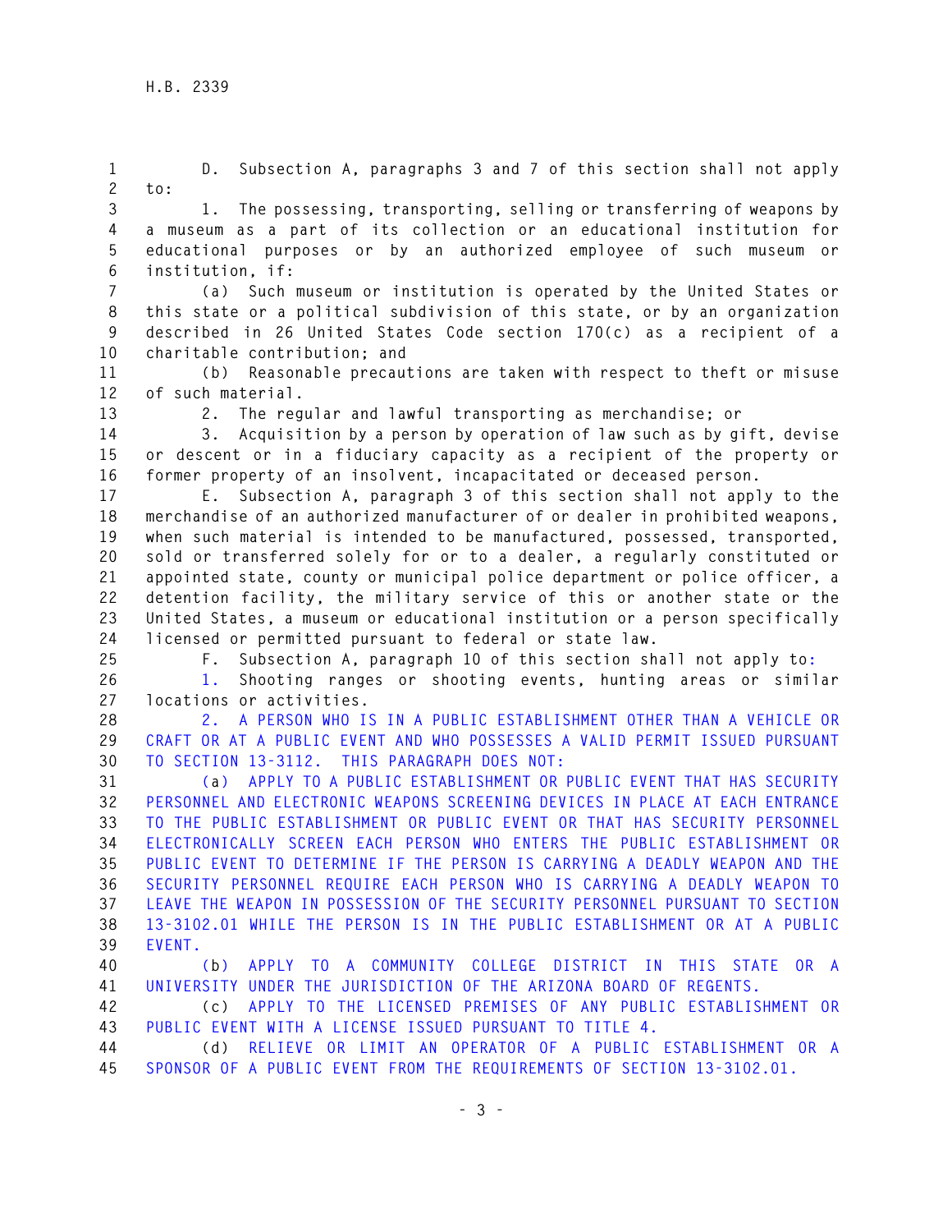D. Subsection A, paragraphs 3 and 7 of this section shall not apply to:

1. The possessing, transporting, selling or transferring of weapons by a museum as a part of its collection or an educational institution for educational purposes or by an authorized employee of such museum or institution, if:

(a) Such museum or institution is operated by the United States or this state or a political subdivision of this state, or by an organization described in 26 United States Code section 170(c) as a recipient of a charitable contribution; and

(b) Reasonable precautions are taken with respect to theft or misuse of such material.

2. The regular and lawful transporting as merchandise; or

3. Acquisition by a person by operation of law such as by gift, devise or descent or in a fiduciary capacity as a recipient of the property or former property of an insolvent, incapacitated or deceased person.

E. Subsection A, paragraph 3 of this section shall not apply to the merchandise of an authorized manufacturer of or dealer in prohibited weapons, when such material is intended to be manufactured, possessed, transported, sold or transferred solely for or to a dealer, a regularly constituted or appointed state, county or municipal police department or police officer, a detention facility, the military service of this or another state or the United States, a museum or educational institution or a person specifically licensed or permitted pursuant to federal or state law.

F. Subsection A, paragraph 10 of this section shall not apply to:

1. Shooting ranges or shooting events, hunting areas or similar locations or activities.

2. A PERSON WHO IS IN A PUBLIC ESTABLISHMENT OTHER THAN A VEHICLE OR CRAFT OR AT A PUBLIC EVENT AND WHO POSSESSES A VALID PERMIT ISSUED PURSUANT TO SECTION 13-3112. THIS PARAGRAPH DOES NOT:

(a) APPLY TO A PUBLIC ESTABLISHMENT OR PUBLIC EVENT THAT HAS SECURITY PERSONNEL AND ELECTRONIC WEAPONS SCREENING DEVICES IN PLACE AT EACH ENTRANCE TO THE PUBLIC ESTABLISHMENT OR PUBLIC EVENT OR THAT HAS SECURITY PERSONNEL ELECTRONICALLY SCREEN EACH PERSON WHO ENTERS THE PUBLIC ESTABLISHMENT OR PUBLIC EVENT TO DETERMINE IF THE PERSON IS CARRYING A DEADLY WEAPON AND THE SECURITY PERSONNEL REQUIRE EACH PERSON WHO IS CARRYING A DEADLY WEAPON TO LEAVE THE WEAPON IN POSSESSION OF THE SECURITY PERSONNEL PURSUANT TO SECTION 13-3102.01 WHILE THE PERSON IS IN THE PUBLIC ESTABLISHMENT OR AT A PUBLIC EVENT.

(b) APPLY TO A COMMUNITY COLLEGE DISTRICT IN THIS STATE OR A UNIVERSITY UNDER THE JURISDICTION OF THE ARIZONA BOARD OF REGENTS.

(c) APPLY TO THE LICENSED PREMISES OF ANY PUBLIC ESTABLISHMENT OR PUBLIC EVENT WITH A LICENSE ISSUED PURSUANT TO TITLE 4.

(d) RELIEVE OR LIMIT AN OPERATOR OF A PUBLIC ESTABLISHMENT OR A SPONSOR OF A PUBLIC EVENT FROM THE REQUIREMENTS OF SECTION 13-3102.01.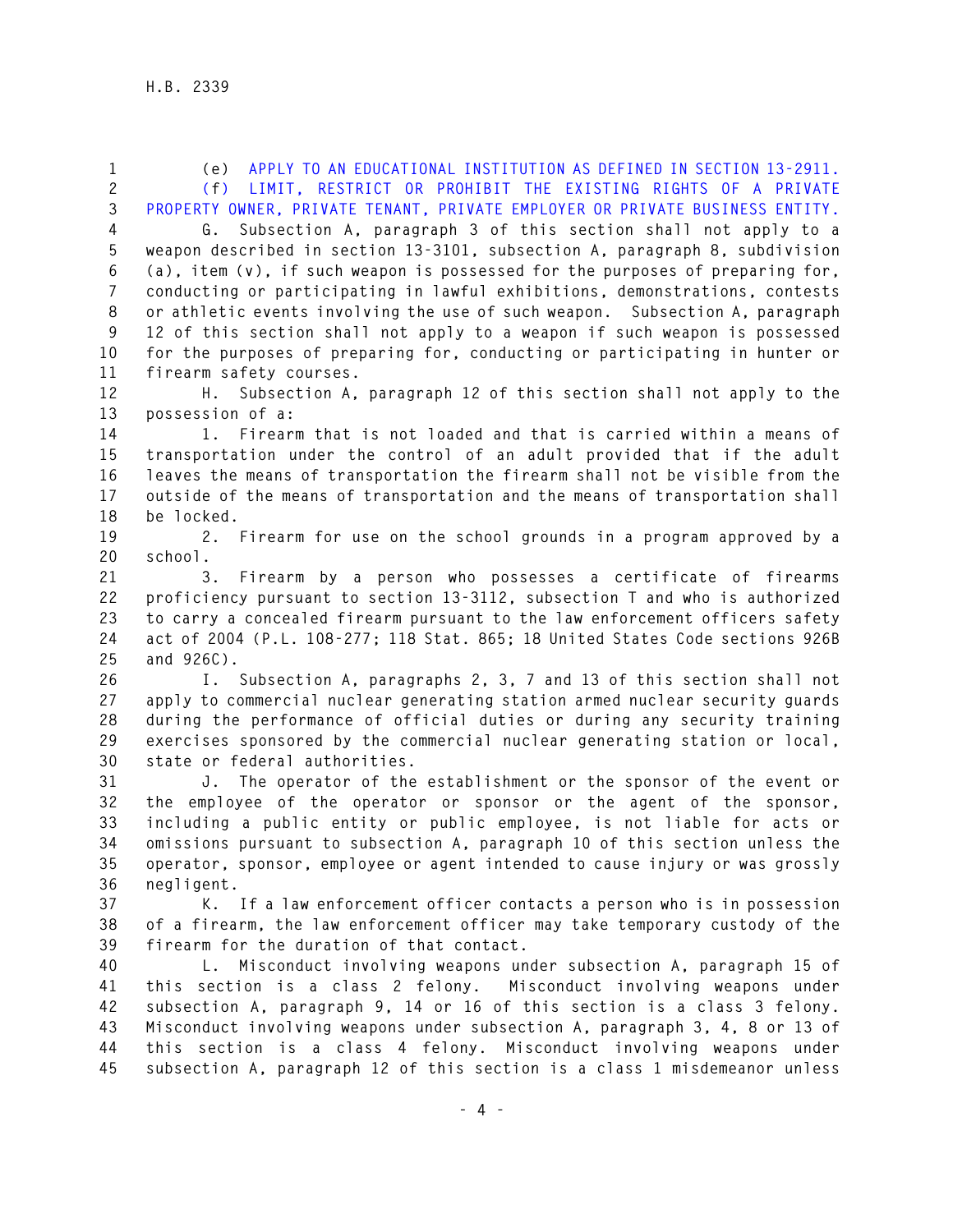(e) APPLY TO AN EDUCATIONAL INSTITUTION AS DEFINED IN SECTION 13-2911.

(f) LIMIT, RESTRICT OR PROHIBIT THE EXISTING RIGHTS OF A PRIVATE PROPERTY OWNER, PRIVATE TENANT, PRIVATE EMPLOYER OR PRIVATE BUSINESS ENTITY.

G. Subsection A, paragraph 3 of this section shall not apply to a weapon described in section 13-3101, subsection A, paragraph 8, subdivision (a), item (v), if such weapon is possessed for the purposes of preparing for, conducting or participating in lawful exhibitions, demonstrations, contests or athletic events involving the use of such weapon. Subsection A, paragraph 12 of this section shall not apply to a weapon if such weapon is possessed for the purposes of preparing for, conducting or participating in hunter or firearm safety courses.

H. Subsection A, paragraph 12 of this section shall not apply to the possession of a:

1. Firearm that is not loaded and that is carried within a means of transportation under the control of an adult provided that if the adult leaves the means of transportation the firearm shall not be visible from the outside of the means of transportation and the means of transportation shall be locked.

2. Firearm for use on the school grounds in a program approved by a school.

3. Firearm by a person who possesses a certificate of firearms proficiency pursuant to section 13-3112, subsection T and who is authorized to carry a concealed firearm pursuant to the law enforcement officers safety act of 2004 (P.L. 108-277; 118 Stat. 865; 18 United States Code sections 926B and 926C).

I. Subsection A, paragraphs 2, 3, 7 and 13 of this section shall not apply to commercial nuclear generating station armed nuclear security guards during the performance of official duties or during any security training exercises sponsored by the commercial nuclear generating station or local, state or federal authorities.

J. The operator of the establishment or the sponsor of the event or the employee of the operator or sponsor or the agent of the sponsor, including a public entity or public employee, is not liable for acts or omissions pursuant to subsection A, paragraph 10 of this section unless the operator, sponsor, employee or agent intended to cause injury or was grossly negligent.

K. If a law enforcement officer contacts a person who is in possession of a firearm, the law enforcement officer may take temporary custody of the firearm for the duration of that contact.

L. Misconduct involving weapons under subsection A, paragraph 15 of this section is a class 2 felony. Misconduct involving weapons under subsection A, paragraph 9, 14 or 16 of this section is a class 3 felony. Misconduct involving weapons under subsection A, paragraph 3, 4, 8 or 13 of this section is a class 4 felony. Misconduct involving weapons under subsection A, paragraph 12 of this section is a class 1 misdemeanor unless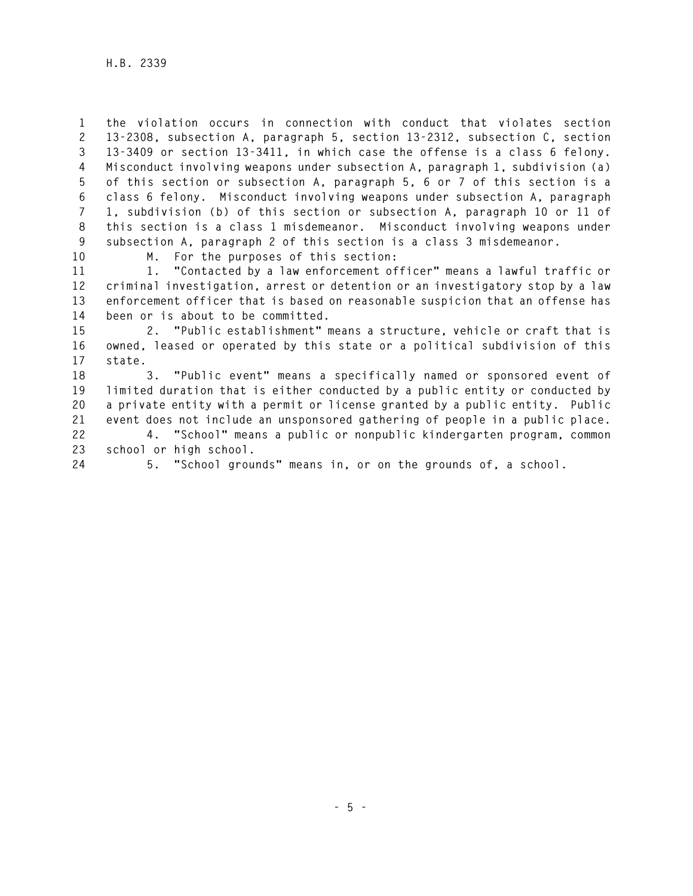the violation occurs in connection with conduct that violates section 13-2308, subsection A, paragraph 5, section 13-2312, subsection C, section 13-3409 or section 13-3411, in which case the offense is a class 6 felony. Misconduct involving weapons under subsection A, paragraph 1, subdivision (a) of this section or subsection A, paragraph 5, 6 or 7 of this section is a class 6 felony. Misconduct involving weapons under subsection A, paragraph 1, subdivision (b) of this section or subsection A, paragraph 10 or 11 of this section is a class 1 misdemeanor. Misconduct involving weapons under subsection A, paragraph 2 of this section is a class 3 misdemeanor.

M. For the purposes of this section:

1. "Contacted by a law enforcement officer" means a lawful traffic or criminal investigation, arrest or detention or an investigatory stop by a law enforcement officer that is based on reasonable suspicion that an offense has been or is about to be committed.

2. "Public establishment" means a structure, vehicle or craft that is owned, leased or operated by this state or a political subdivision of this state.

3. "Public event" means a specifically named or sponsored event of limited duration that is either conducted by a public entity or conducted by a private entity with a permit or license granted by a public entity. Public event does not include an unsponsored gathering of people in a public place.

4. "School" means a public or nonpublic kindergarten program, common school or high school.

5. "School grounds" means in, or on the grounds of, a school.